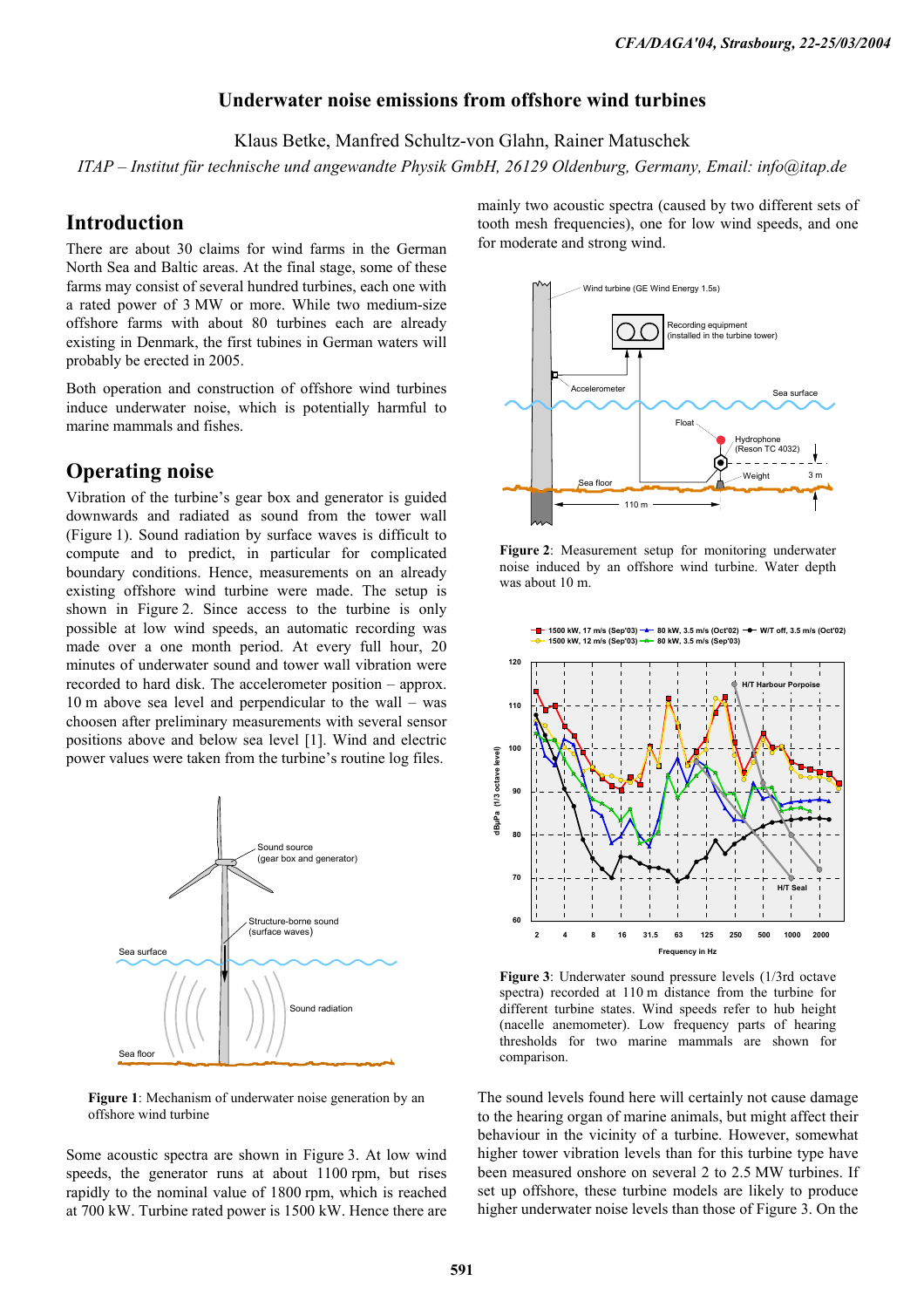# Underwater noise emissions from offshore wind turbines

Klaus Betke, Manfred Schultz-von Glahn, Rainer Matuschek

*ITAP – Institut für technische und angewandte Physik GmbH, 26129 Oldenburg, Germany, Email: info@itap.de*

## Introduction

There are about 30 claims for wind farms in the German North Sea and Baltic areas. At the final stage, some of these farms may consist of several hundred turbines, each one with a rated power of 3 MW or more. While two medium-size offshore farms with about 80 turbines each are already existing in Denmark, the first tubines in German waters will probably be erected in 2005.

Both operation and construction of offshore wind turbines induce underwater noise, which is potentially harmful to marine mammals and fishes.

## Operating noise

Vibration of the turbine's gear box and generator is guided downwards and radiated as sound from the tower wall (Figure 1). Sound radiation by surface waves is difficult to compute and to predict, in particular for complicated boundary conditions. Hence, measurements on an already existing offshore wind turbine were made. The setup is shown in Figure 2. Since access to the turbine is only possible at low wind speeds, an automatic recording was made over a one month period. At every full hour, 20 minutes of underwater sound and tower wall vibration were recorded to hard disk. The accelerometer position – approx. 10 m above sea level and perpendicular to the wall – was choosen after preliminary measurements with several sensor positions above and below sea level [1]. Wind and electric power values were taken from the turbine's routine log files.

Sound source
(gear box and generator)
Structure-borne sound
(surface waves)
Sea surface
Sound radiation
Sea floor

**Figure 1**: Mechanism of underwater noise generation by an offshore wind turbine

Some acoustic spectra are shown in Figure 3. At low wind speeds, the generator runs at about 1100 rpm, but rises rapidly to the nominal value of 1800 rpm, which is reached at 700 kW. Turbine rated power is 1500 kW. Hence there are mainly two acoustic spectra (caused by two different sets of tooth mesh frequencies), one for low wind speeds, and one for moderate and strong wind.

Wind turbine (GE Wind Energy 1.5s)
Recording equipment
(installed in the turbine tower)
Accelerometer
Sea surface
Float
Hydrophone
(Reson TC 4032)
Weight
3 m
Sea floor
110 m

**Figure 2**: Measurement setup for monitoring underwater noise induced by an offshore wind turbine. Water depth was about 10 m.

1500 kW, 17 m/s (Sep'03)
80 kW, 3.5 m/s (Oct'02)
W/T off, 3.5 m/s (Oct'02)
1500 kW, 12 m/s (Sep'03)
80 kW, 3.5 m/s (Sep'03)
H/T Harbour Porpoise
H/T Seal
dBµPa (1/3 octave level)
120
110
100
90
80
70
60
2
4
8
16
31.5
63
125
250
500
1000
2000
Frequency in Hz

**Figure 3**: Underwater sound pressure levels (1/3rd octave spectra) recorded at 110 m distance from the turbine for different turbine states. Wind speeds refer to hub height (nacelle anemometer). Low frequency parts of hearing thresholds for two marine mammals are shown for comparison.

The sound levels found here will certainly not cause damage to the hearing organ of marine animals, but might affect their behaviour in the vicinity of a turbine. However, somewhat higher tower vibration levels than for this turbine type have been measured onshore on several 2 to 2.5 MW turbines. If set up offshore, these turbine models are likely to produce higher underwater noise levels than those of Figure 3. On the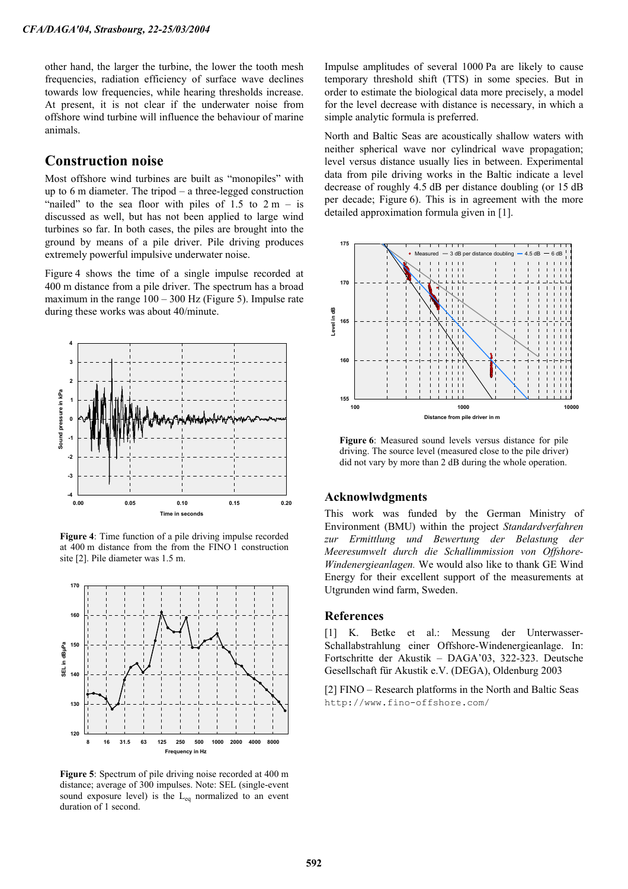other hand, the larger the turbine, the lower the tooth mesh frequencies, radiation efficiency of surface wave declines towards low frequencies, while hearing thresholds increase. At present, it is not clear if the underwater noise from offshore wind turbine will influence the behaviour of marine animals.

## Construction noise

Most offshore wind turbines are built as "monopiles" with up to 6 m diameter. The tripod – a three-legged construction "nailed" to the sea floor with piles of 1.5 to 2 m – is discussed as well, but has not been applied to large wind turbines so far. In both cases, the piles are brought into the ground by means of a pile driver. Pile driving produces extremely powerful impulsive underwater noise.

Figure 4 shows the time of a single impulse recorded at 400 m distance from a pile driver. The spectrum has a broad maximum in the range 100 – 300 Hz (Figure 5). Impulse rate during these works was about 40/minute.

4
3
2
1
0
-1
-2
-3
-4
Sound pressure in kPa
0.00
0.05
0.10
0.15
0.20
Time in seconds

**Figure 4**: Time function of a pile driving impulse recorded at 400 m distance from the from the FINO 1 construction site [2]. Pile diameter was 1.5 m.

170
160
150
140
130
120
SEL in dBµPa
8
16
31.5
63
125
250
500
1000
2000
4000
8000
Frequency in Hz

**Figure 5**: Spectrum of pile driving noise recorded at 400 m distance; average of 300 impulses. Note: SEL (single-event sound exposure level) is the $L_{eq}$ normalized to an event duration of 1 second.

Impulse amplitudes of several 1000 Pa are likely to cause temporary threshold shift (TTS) in some species. But in order to estimate the biological data more precisely, a model for the level decrease with distance is necessary, in which a simple analytic formula is preferred.

North and Baltic Seas are acoustically shallow waters with neither spherical wave nor cylindrical wave propagation; level versus distance usually lies in between. Experimental data from pile driving works in the Baltic indicate a level decrease of roughly 4.5 dB per distance doubling (or 15 dB per decade; Figure 6). This is in agreement with the more detailed approximation formula given in [1].

175
170
165
160
155
Level in dB
100
1000
10000
Distance from pile driver in m
Measured — 3 dB per distance doubling — 4.5 dB — 6 dB

**Figure 6**: Measured sound levels versus distance for pile driving. The source level (measured close to the pile driver) did not vary by more than 2 dB during the whole operation.

## Acknowlwdgments

This work was funded by the German Ministry of Environment (BMU) within the project *Standardverfahren zur Ermittlung und Bewertung der Belastung der Meeresumwelt durch die Schallimmission von Offshore-Windenergieanlagen.* We would also like to thank GE Wind Energy for their excellent support of the measurements at Utgrunden wind farm, Sweden.

## References

[1] K. Betke et al.: Messung der Unterwasser-Schallabstrahlung einer Offshore-Windenergieanlage. In: Fortschritte der Akustik – DAGA'03, 322-323. Deutsche Gesellschaft für Akustik e.V. (DEGA), Oldenburg 2003

[2] FINO – Research platforms in the North and Baltic Seas `http://www.fino-offshore.com/`